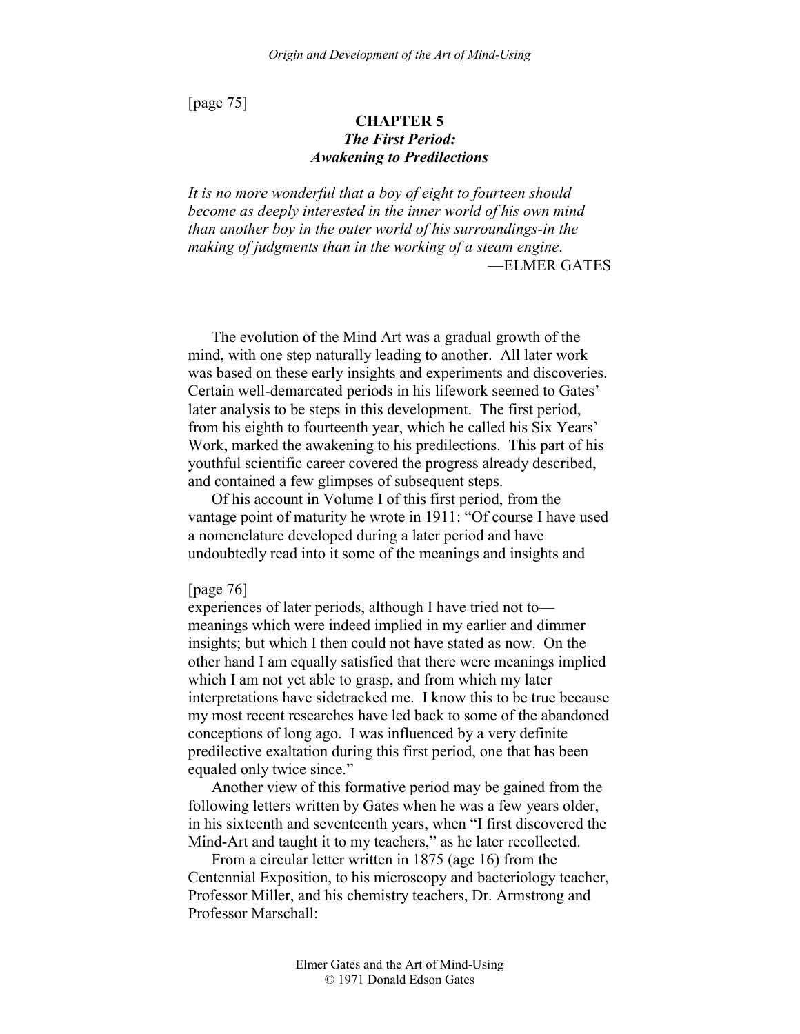[page 75]

# CHAPTER 5
## *The First Period: Awakening to Predilections*

*It is no more wonderful that a boy of eight to fourteen should become as deeply interested in the inner world of his own mind than another boy in the outer world of his surroundings-in the making of judgments than in the working of a steam engine.*
—ELMER GATES

The evolution of the Mind Art was a gradual growth of the mind, with one step naturally leading to another. All later work was based on these early insights and experiments and discoveries. Certain well-demarcated periods in his lifework seemed to Gates' later analysis to be steps in this development. The first period, from his eighth to fourteenth year, which he called his Six Years' Work, marked the awakening to his predilections. This part of his youthful scientific career covered the progress already described, and contained a few glimpses of subsequent steps.

Of his account in Volume I of this first period, from the vantage point of maturity he wrote in 1911: "Of course I have used a nomenclature developed during a later period and have undoubtedly read into it some of the meanings and insights and

[page 76]

experiences of later periods, although I have tried not to—meanings which were indeed implied in my earlier and dimmer insights; but which I then could not have stated as now. On the other hand I am equally satisfied that there were meanings implied which I am not yet able to grasp, and from which my later interpretations have sidetracked me. I know this to be true because my most recent researches have led back to some of the abandoned conceptions of long ago. I was influenced by a very definite predilective exaltation during this first period, one that has been equaled only twice since."

Another view of this formative period may be gained from the following letters written by Gates when he was a few years older, in his sixteenth and seventeenth years, when "I first discovered the Mind-Art and taught it to my teachers," as he later recollected.

From a circular letter written in 1875 (age 16) from the Centennial Exposition, to his microscopy and bacteriology teacher, Professor Miller, and his chemistry teachers, Dr. Armstrong and Professor Marschall: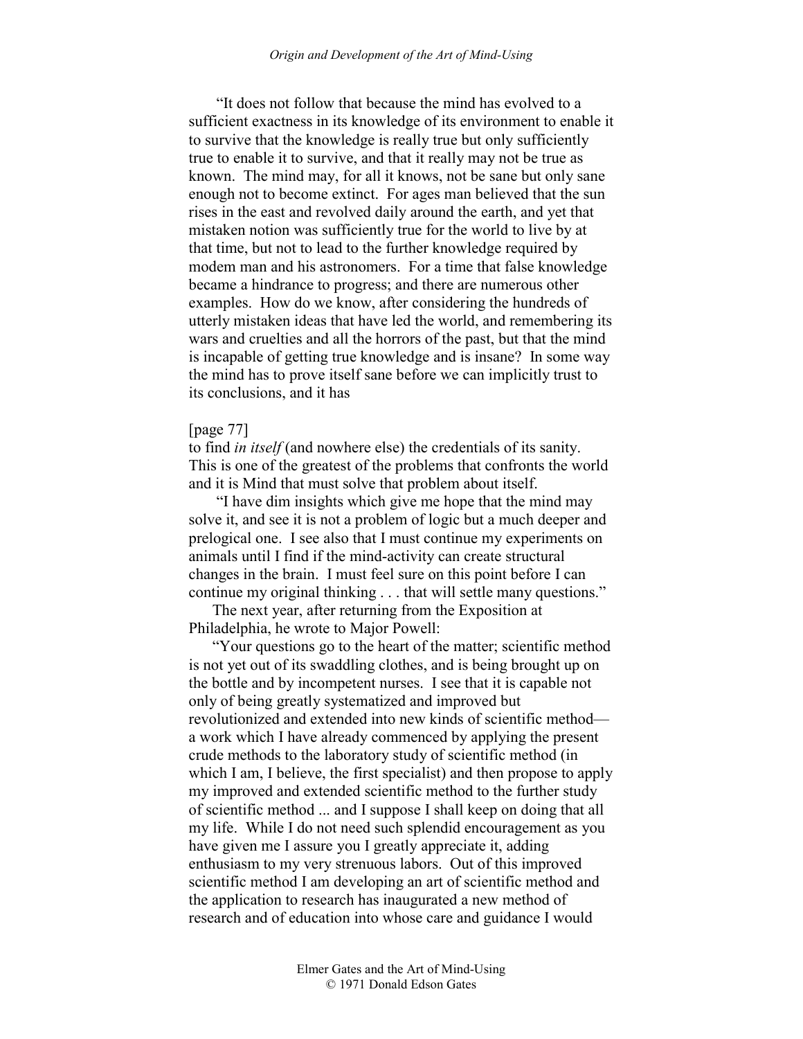"It does not follow that because the mind has evolved to a sufficient exactness in its knowledge of its environment to enable it to survive that the knowledge is really true but only sufficiently true to enable it to survive, and that it really may not be true as known. The mind may, for all it knows, not be sane but only sane enough not to become extinct. For ages man believed that the sun rises in the east and revolved daily around the earth, and yet that mistaken notion was sufficiently true for the world to live by at that time, but not to lead to the further knowledge required by modem man and his astronomers. For a time that false knowledge became a hindrance to progress; and there are numerous other examples. How do we know, after considering the hundreds of utterly mistaken ideas that have led the world, and remembering its wars and cruelties and all the horrors of the past, but that the mind is incapable of getting true knowledge and is insane? In some way the mind has to prove itself sane before we can implicitly trust to its conclusions, and it has

[page 77]

to find *in itself* (and nowhere else) the credentials of its sanity. This is one of the greatest of the problems that confronts the world and it is Mind that must solve that problem about itself.

"I have dim insights which give me hope that the mind may solve it, and see it is not a problem of logic but a much deeper and prelogical one. I see also that I must continue my experiments on animals until I find if the mind-activity can create structural changes in the brain. I must feel sure on this point before I can continue my original thinking . . . that will settle many questions."

The next year, after returning from the Exposition at Philadelphia, he wrote to Major Powell:

"Your questions go to the heart of the matter; scientific method is not yet out of its swaddling clothes, and is being brought up on the bottle and by incompetent nurses. I see that it is capable not only of being greatly systematized and improved but revolutionized and extended into new kinds of scientific method—a work which I have already commenced by applying the present crude methods to the laboratory study of scientific method (in which I am, I believe, the first specialist) and then propose to apply my improved and extended scientific method to the further study of scientific method ... and I suppose I shall keep on doing that all my life. While I do not need such splendid encouragement as you have given me I assure you I greatly appreciate it, adding enthusiasm to my very strenuous labors. Out of this improved scientific method I am developing an art of scientific method and the application to research has inaugurated a new method of research and of education into whose care and guidance I would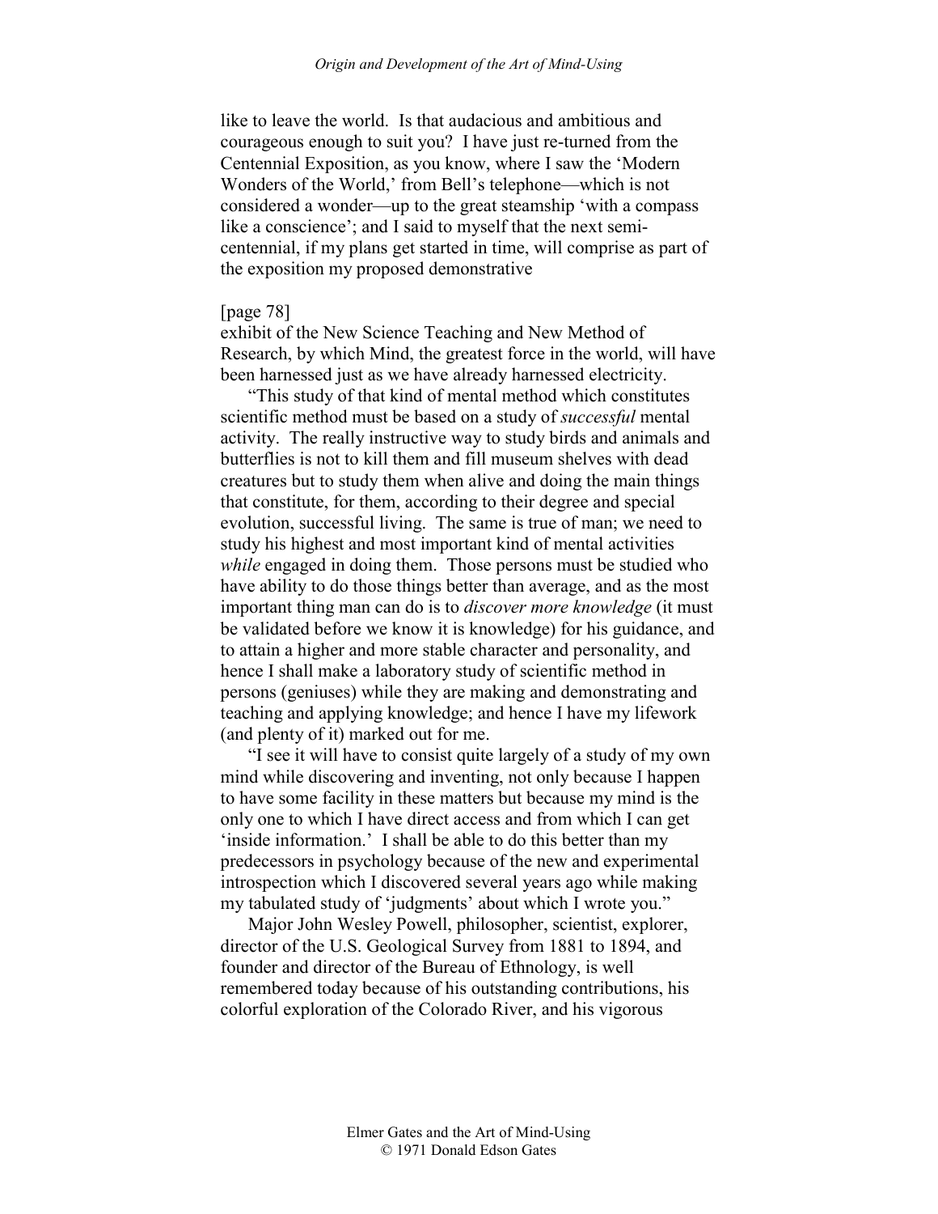like to leave the world. Is that audacious and ambitious and courageous enough to suit you? I have just re-turned from the Centennial Exposition, as you know, where I saw the 'Modern Wonders of the World,' from Bell's telephone—which is not considered a wonder—up to the great steamship 'with a compass like a conscience'; and I said to myself that the next semi-centennial, if my plans get started in time, will comprise as part of the exposition my proposed demonstrative

[page 78]
exhibit of the New Science Teaching and New Method of Research, by which Mind, the greatest force in the world, will have been harnessed just as we have already harnessed electricity.

"This study of that kind of mental method which constitutes scientific method must be based on a study of *successful* mental activity. The really instructive way to study birds and animals and butterflies is not to kill them and fill museum shelves with dead creatures but to study them when alive and doing the main things that constitute, for them, according to their degree and special evolution, successful living. The same is true of man; we need to study his highest and most important kind of mental activities *while* engaged in doing them. Those persons must be studied who have ability to do those things better than average, and as the most important thing man can do is to *discover more knowledge* (it must be validated before we know it is knowledge) for his guidance, and to attain a higher and more stable character and personality, and hence I shall make a laboratory study of scientific method in persons (geniuses) while they are making and demonstrating and teaching and applying knowledge; and hence I have my lifework (and plenty of it) marked out for me.

"I see it will have to consist quite largely of a study of my own mind while discovering and inventing, not only because I happen to have some facility in these matters but because my mind is the only one to which I have direct access and from which I can get 'inside information.' I shall be able to do this better than my predecessors in psychology because of the new and experimental introspection which I discovered several years ago while making my tabulated study of 'judgments' about which I wrote you."

Major John Wesley Powell, philosopher, scientist, explorer, director of the U.S. Geological Survey from 1881 to 1894, and founder and director of the Bureau of Ethnology, is well remembered today because of his outstanding contributions, his colorful exploration of the Colorado River, and his vigorous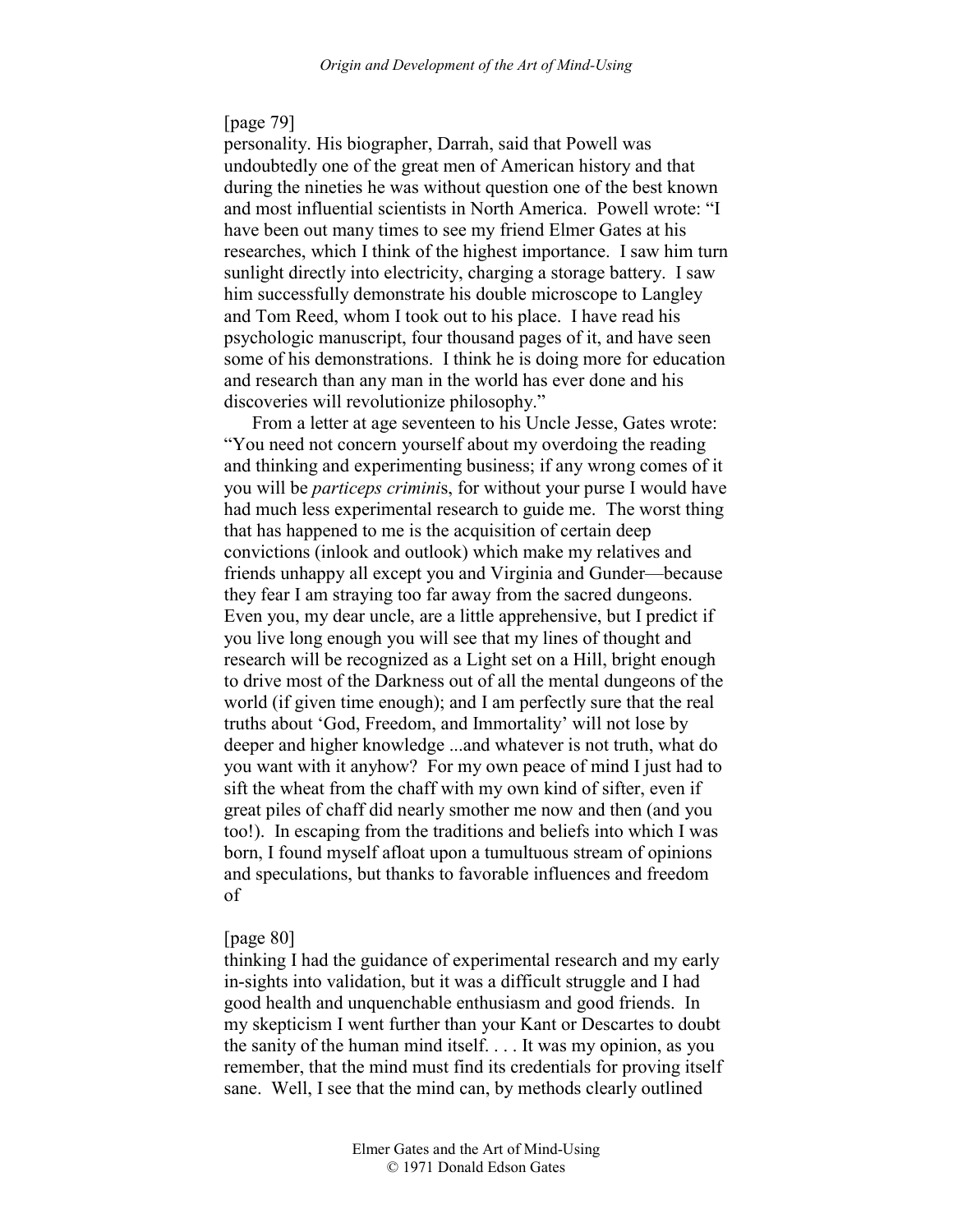[page 79]
personality. His biographer, Darrah, said that Powell was undoubtedly one of the great men of American history and that during the nineties he was without question one of the best known and most influential scientists in North America. Powell wrote: "I have been out many times to see my friend Elmer Gates at his researches, which I think of the highest importance. I saw him turn sunlight directly into electricity, charging a storage battery. I saw him successfully demonstrate his double microscope to Langley and Tom Reed, whom I took out to his place. I have read his psychologic manuscript, four thousand pages of it, and have seen some of his demonstrations. I think he is doing more for education and research than any man in the world has ever done and his discoveries will revolutionize philosophy."

From a letter at age seventeen to his Uncle Jesse, Gates wrote: "You need not concern yourself about my overdoing the reading and thinking and experimenting business; if any wrong comes of it you will be *particeps crimini*s, for without your purse I would have had much less experimental research to guide me. The worst thing that has happened to me is the acquisition of certain deep convictions (inlook and outlook) which make my relatives and friends unhappy all except you and Virginia and Gunder—because they fear I am straying too far away from the sacred dungeons. Even you, my dear uncle, are a little apprehensive, but I predict if you live long enough you will see that my lines of thought and research will be recognized as a Light set on a Hill, bright enough to drive most of the Darkness out of all the mental dungeons of the world (if given time enough); and I am perfectly sure that the real truths about 'God, Freedom, and Immortality' will not lose by deeper and higher knowledge ...and whatever is not truth, what do you want with it anyhow? For my own peace of mind I just had to sift the wheat from the chaff with my own kind of sifter, even if great piles of chaff did nearly smother me now and then (and you too!). In escaping from the traditions and beliefs into which I was born, I found myself afloat upon a tumultuous stream of opinions and speculations, but thanks to favorable influences and freedom of

[page 80]
thinking I had the guidance of experimental research and my early in-sights into validation, but it was a difficult struggle and I had good health and unquenchable enthusiasm and good friends. In my skepticism I went further than your Kant or Descartes to doubt the sanity of the human mind itself. . . . It was my opinion, as you remember, that the mind must find its credentials for proving itself sane. Well, I see that the mind can, by methods clearly outlined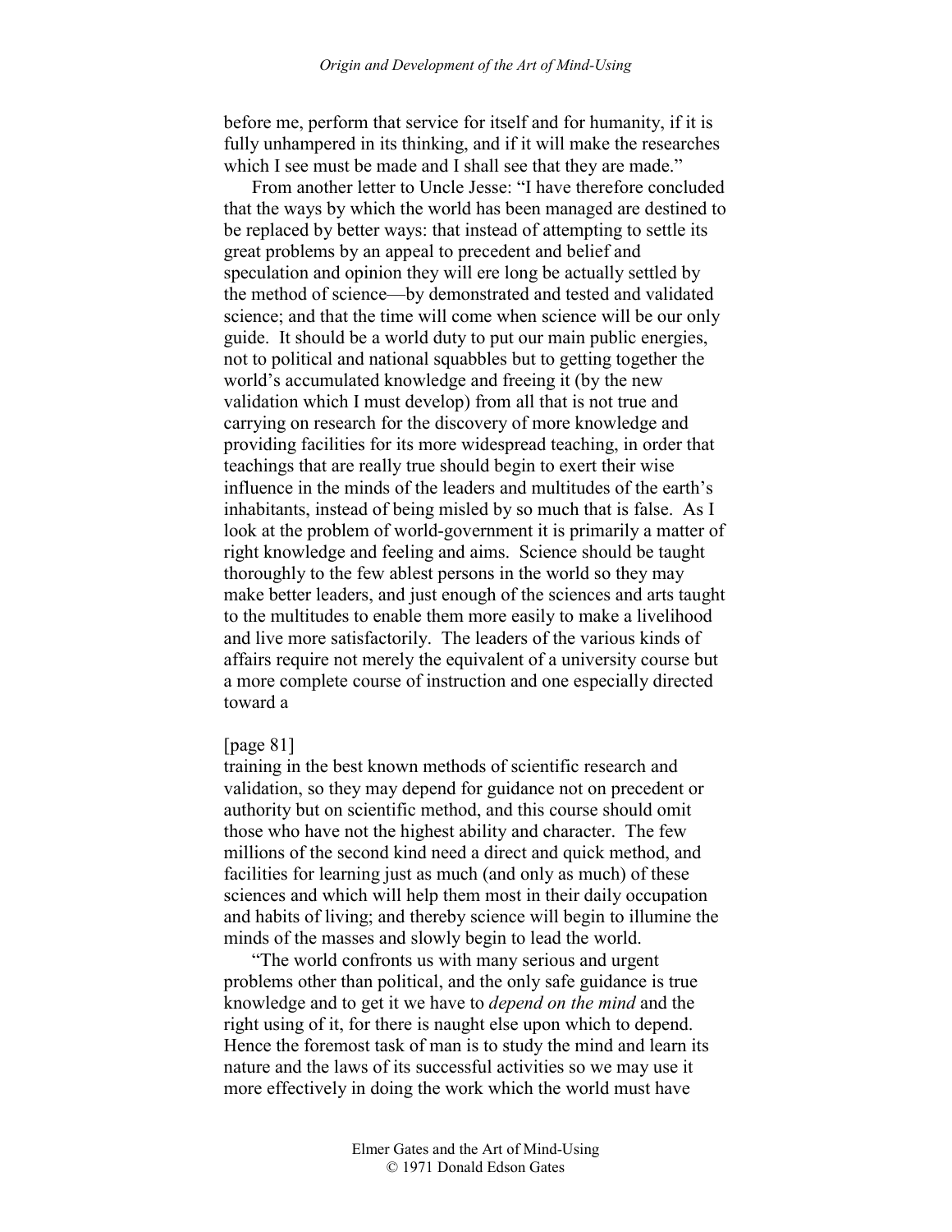before me, perform that service for itself and for humanity, if it is fully unhampered in its thinking, and if it will make the researches which I see must be made and I shall see that they are made."

From another letter to Uncle Jesse: "I have therefore concluded that the ways by which the world has been managed are destined to be replaced by better ways: that instead of attempting to settle its great problems by an appeal to precedent and belief and speculation and opinion they will ere long be actually settled by the method of science—by demonstrated and tested and validated science; and that the time will come when science will be our only guide. It should be a world duty to put our main public energies, not to political and national squabbles but to getting together the world's accumulated knowledge and freeing it (by the new validation which I must develop) from all that is not true and carrying on research for the discovery of more knowledge and providing facilities for its more widespread teaching, in order that teachings that are really true should begin to exert their wise influence in the minds of the leaders and multitudes of the earth's inhabitants, instead of being misled by so much that is false. As I look at the problem of world-government it is primarily a matter of right knowledge and feeling and aims. Science should be taught thoroughly to the few ablest persons in the world so they may make better leaders, and just enough of the sciences and arts taught to the multitudes to enable them more easily to make a livelihood and live more satisfactorily. The leaders of the various kinds of affairs require not merely the equivalent of a university course but a more complete course of instruction and one especially directed toward a

[page 81]

training in the best known methods of scientific research and validation, so they may depend for guidance not on precedent or authority but on scientific method, and this course should omit those who have not the highest ability and character. The few millions of the second kind need a direct and quick method, and facilities for learning just as much (and only as much) of these sciences and which will help them most in their daily occupation and habits of living; and thereby science will begin to illumine the minds of the masses and slowly begin to lead the world.

"The world confronts us with many serious and urgent problems other than political, and the only safe guidance is true knowledge and to get it we have to *depend on the mind* and the right using of it, for there is naught else upon which to depend. Hence the foremost task of man is to study the mind and learn its nature and the laws of its successful activities so we may use it more effectively in doing the work which the world must have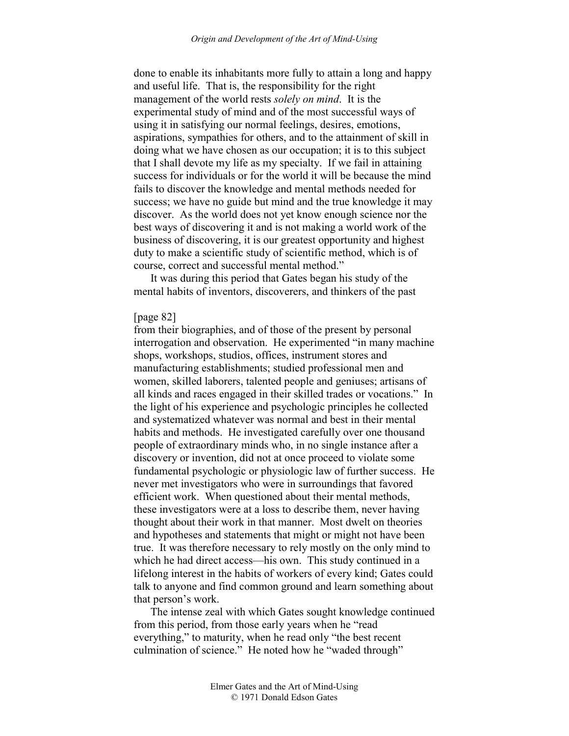done to enable its inhabitants more fully to attain a long and happy and useful life. That is, the responsibility for the right management of the world rests *solely on mind*. It is the experimental study of mind and of the most successful ways of using it in satisfying our normal feelings, desires, emotions, aspirations, sympathies for others, and to the attainment of skill in doing what we have chosen as our occupation; it is to this subject that I shall devote my life as my specialty. If we fail in attaining success for individuals or for the world it will be because the mind fails to discover the knowledge and mental methods needed for success; we have no guide but mind and the true knowledge it may discover. As the world does not yet know enough science nor the best ways of discovering it and is not making a world work of the business of discovering, it is our greatest opportunity and highest duty to make a scientific study of scientific method, which is of course, correct and successful mental method."

It was during this period that Gates began his study of the mental habits of inventors, discoverers, and thinkers of the past

[page 82]

from their biographies, and of those of the present by personal interrogation and observation. He experimented "in many machine shops, workshops, studios, offices, instrument stores and manufacturing establishments; studied professional men and women, skilled laborers, talented people and geniuses; artisans of all kinds and races engaged in their skilled trades or vocations." In the light of his experience and psychologic principles he collected and systematized whatever was normal and best in their mental habits and methods. He investigated carefully over one thousand people of extraordinary minds who, in no single instance after a discovery or invention, did not at once proceed to violate some fundamental psychologic or physiologic law of further success. He never met investigators who were in surroundings that favored efficient work. When questioned about their mental methods, these investigators were at a loss to describe them, never having thought about their work in that manner. Most dwelt on theories and hypotheses and statements that might or might not have been true. It was therefore necessary to rely mostly on the only mind to which he had direct access—his own. This study continued in a lifelong interest in the habits of workers of every kind; Gates could talk to anyone and find common ground and learn something about that person's work.

The intense zeal with which Gates sought knowledge continued from this period, from those early years when he "read everything," to maturity, when he read only "the best recent culmination of science." He noted how he "waded through"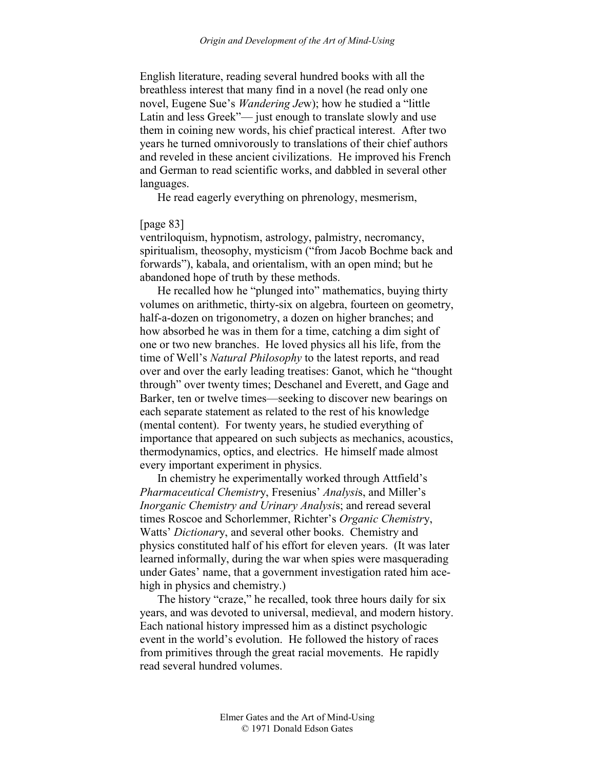English literature, reading several hundred books with all the breathless interest that many find in a novel (he read only one novel, Eugene Sue's *Wandering Jew*); how he studied a "little Latin and less Greek"— just enough to translate slowly and use them in coining new words, his chief practical interest. After two years he turned omnivorously to translations of their chief authors and reveled in these ancient civilizations. He improved his French and German to read scientific works, and dabbled in several other languages.

He read eagerly everything on phrenology, mesmerism,

[page 83]

ventriloquism, hypnotism, astrology, palmistry, necromancy, spiritualism, theosophy, mysticism ("from Jacob Bochme back and forwards"), kabala, and orientalism, with an open mind; but he abandoned hope of truth by these methods.

He recalled how he "plunged into" mathematics, buying thirty volumes on arithmetic, thirty-six on algebra, fourteen on geometry, half-a-dozen on trigonometry, a dozen on higher branches; and how absorbed he was in them for a time, catching a dim sight of one or two new branches. He loved physics all his life, from the time of Well's *Natural Philosophy* to the latest reports, and read over and over the early leading treatises: Ganot, which he "thought through" over twenty times; Deschanel and Everett, and Gage and Barker, ten or twelve times—seeking to discover new bearings on each separate statement as related to the rest of his knowledge (mental content). For twenty years, he studied everything of importance that appeared on such subjects as mechanics, acoustics, thermodynamics, optics, and electrics. He himself made almost every important experiment in physics.

In chemistry he experimentally worked through Attfield's *Pharmaceutical Chemistry*, Fresenius' *Analysis*, and Miller's *Inorganic Chemistry and Urinary Analysis*; and reread several times Roscoe and Schorlemmer, Richter's *Organic Chemistry*, Watts' *Dictionary*, and several other books. Chemistry and physics constituted half of his effort for eleven years. (It was later learned informally, during the war when spies were masquerading under Gates' name, that a government investigation rated him ace-high in physics and chemistry.)

The history "craze," he recalled, took three hours daily for six years, and was devoted to universal, medieval, and modern history. Each national history impressed him as a distinct psychologic event in the world's evolution. He followed the history of races from primitives through the great racial movements. He rapidly read several hundred volumes.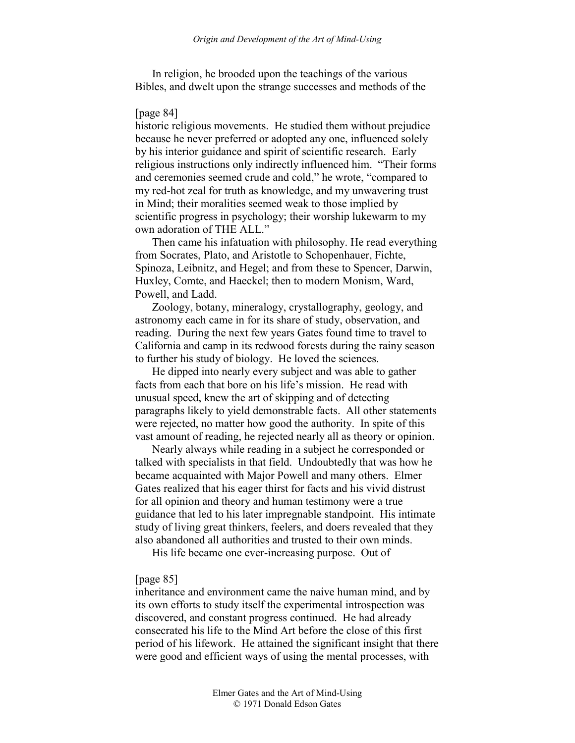In religion, he brooded upon the teachings of the various Bibles, and dwelt upon the strange successes and methods of the

[page 84]

historic religious movements. He studied them without prejudice because he never preferred or adopted any one, influenced solely by his interior guidance and spirit of scientific research. Early religious instructions only indirectly influenced him. "Their forms and ceremonies seemed crude and cold," he wrote, "compared to my red-hot zeal for truth as knowledge, and my unwavering trust in Mind; their moralities seemed weak to those implied by scientific progress in psychology; their worship lukewarm to my own adoration of THE ALL."

Then came his infatuation with philosophy. He read everything from Socrates, Plato, and Aristotle to Schopenhauer, Fichte, Spinoza, Leibnitz, and Hegel; and from these to Spencer, Darwin, Huxley, Comte, and Haeckel; then to modern Monism, Ward, Powell, and Ladd.

Zoology, botany, mineralogy, crystallography, geology, and astronomy each came in for its share of study, observation, and reading. During the next few years Gates found time to travel to California and camp in its redwood forests during the rainy season to further his study of biology. He loved the sciences.

He dipped into nearly every subject and was able to gather facts from each that bore on his life's mission. He read with unusual speed, knew the art of skipping and of detecting paragraphs likely to yield demonstrable facts. All other statements were rejected, no matter how good the authority. In spite of this vast amount of reading, he rejected nearly all as theory or opinion.

Nearly always while reading in a subject he corresponded or talked with specialists in that field. Undoubtedly that was how he became acquainted with Major Powell and many others. Elmer Gates realized that his eager thirst for facts and his vivid distrust for all opinion and theory and human testimony were a true guidance that led to his later impregnable standpoint. His intimate study of living great thinkers, feelers, and doers revealed that they also abandoned all authorities and trusted to their own minds.

His life became one ever-increasing purpose. Out of

[page 85]

inheritance and environment came the naive human mind, and by its own efforts to study itself the experimental introspection was discovered, and constant progress continued. He had already consecrated his life to the Mind Art before the close of this first period of his lifework. He attained the significant insight that there were good and efficient ways of using the mental processes, with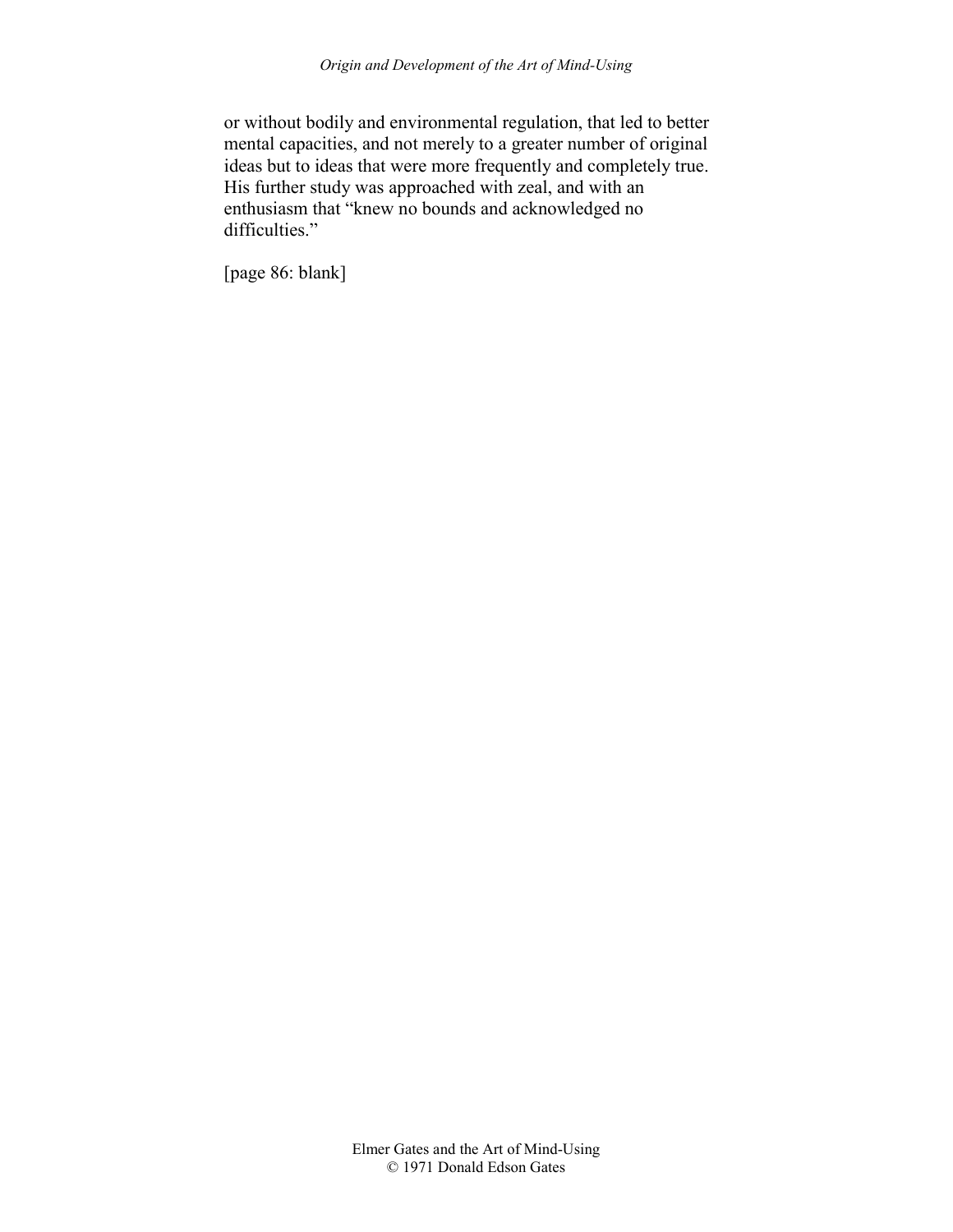or without bodily and environmental regulation, that led to better mental capacities, and not merely to a greater number of original ideas but to ideas that were more frequently and completely true. His further study was approached with zeal, and with an enthusiasm that "knew no bounds and acknowledged no difficulties."

[page 86: blank]